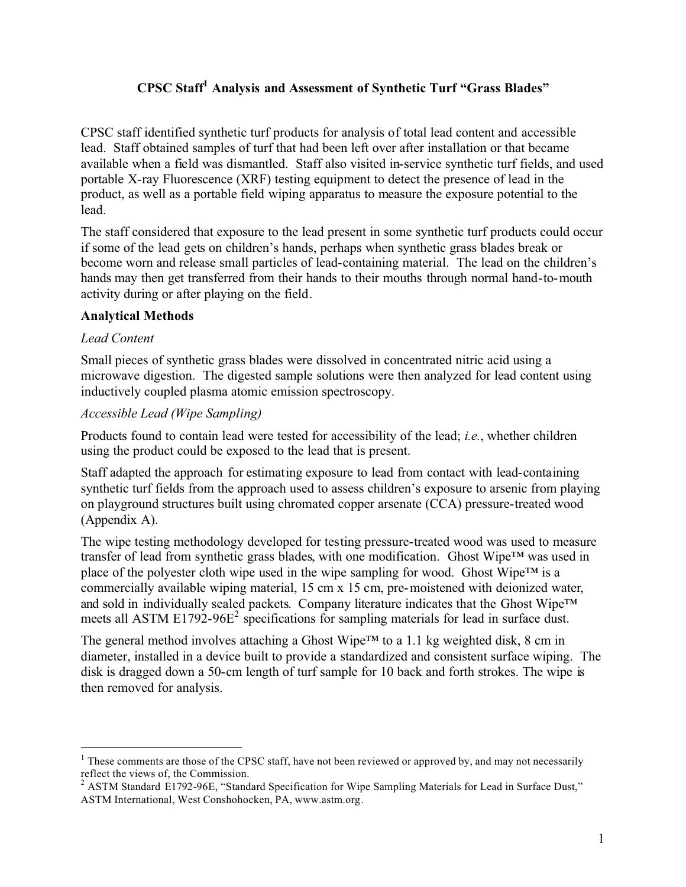# CPSC Staff[1] Analysis and Assessment of Synthetic Turf "Grass Blades"

CPSC staff identified synthetic turf products for analysis of total lead content and accessible lead. Staff obtained samples of turf that had been left over after installation or that became available when a field was dismantled. Staff also visited in-service synthetic turf fields, and used portable X-ray Fluorescence (XRF) testing equipment to detect the presence of lead in the product, as well as a portable field wiping apparatus to measure the exposure potential to the lead.

The staff considered that exposure to the lead present in some synthetic turf products could occur if some of the lead gets on children's hands, perhaps when synthetic grass blades break or become worn and release small particles of lead-containing material. The lead on the children's hands may then get transferred from their hands to their mouths through normal hand-to-mouth activity during or after playing on the field.

## Analytical Methods

### *Lead Content*

Small pieces of synthetic grass blades were dissolved in concentrated nitric acid using a microwave digestion. The digested sample solutions were then analyzed for lead content using inductively coupled plasma atomic emission spectroscopy.

### *Accessible Lead (Wipe Sampling)*

Products found to contain lead were tested for accessibility of the lead; *i.e.*, whether children using the product could be exposed to the lead that is present.

Staff adapted the approach for estimating exposure to lead from contact with lead-containing synthetic turf fields from the approach used to assess children's exposure to arsenic from playing on playground structures built using chromated copper arsenate (CCA) pressure-treated wood (Appendix A).

The wipe testing methodology developed for testing pressure-treated wood was used to measure transfer of lead from synthetic grass blades, with one modification. Ghost Wipe™ was used in place of the polyester cloth wipe used in the wipe sampling for wood. Ghost Wipe™ is a commercially available wiping material, 15 cm x 15 cm, pre-moistened with deionized water, and sold in individually sealed packets. Company literature indicates that the Ghost Wipe™ meets all ASTM E1792-96E[2] specifications for sampling materials for lead in surface dust.

The general method involves attaching a Ghost Wipe™ to a 1.1 kg weighted disk, 8 cm in diameter, installed in a device built to provide a standardized and consistent surface wiping. The disk is dragged down a 50-cm length of turf sample for 10 back and forth strokes. The wipe is then removed for analysis.

---

[1] These comments are those of the CPSC staff, have not been reviewed or approved by, and may not necessarily reflect the views of, the Commission.

[2] ASTM Standard E1792-96E, "Standard Specification for Wipe Sampling Materials for Lead in Surface Dust," ASTM International, West Conshohocken, PA, www.astm.org.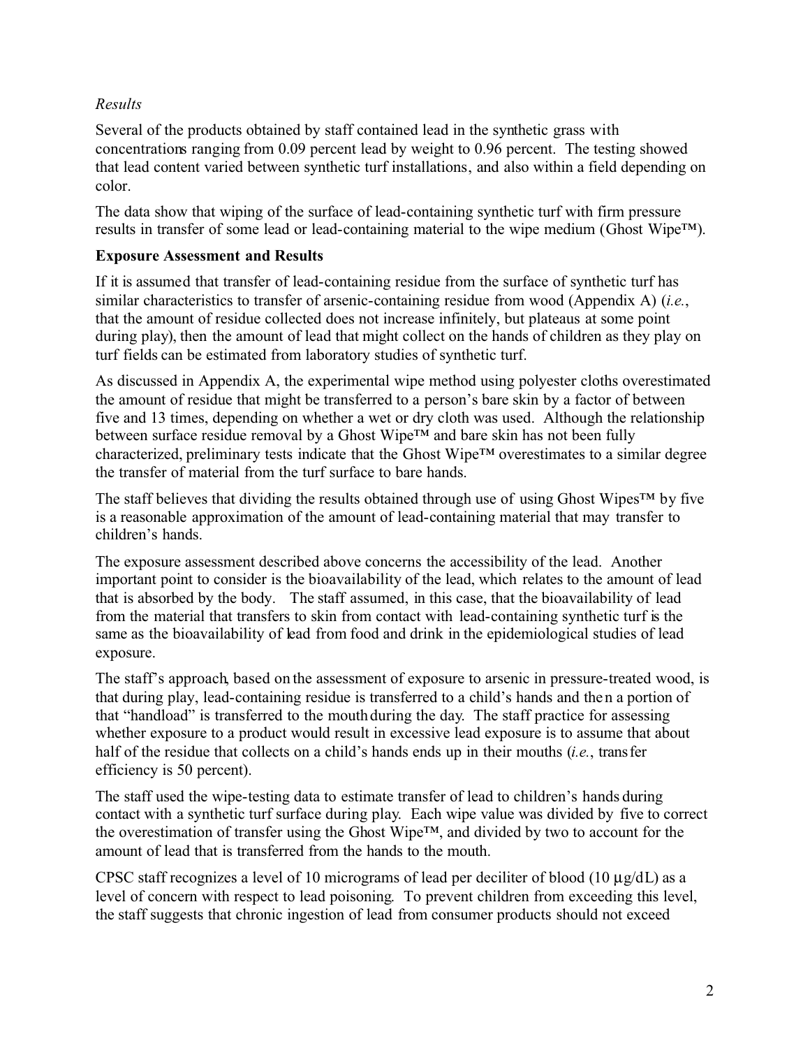*Results*

Several of the products obtained by staff contained lead in the synthetic grass with concentrations ranging from 0.09 percent lead by weight to 0.96 percent. The testing showed that lead content varied between synthetic turf installations, and also within a field depending on color.

The data show that wiping of the surface of lead-containing synthetic turf with firm pressure results in transfer of some lead or lead-containing material to the wipe medium (Ghost Wipe™).

**Exposure Assessment and Results**

If it is assumed that transfer of lead-containing residue from the surface of synthetic turf has similar characteristics to transfer of arsenic-containing residue from wood (Appendix A) (*i.e.*, that the amount of residue collected does not increase infinitely, but plateaus at some point during play), then the amount of lead that might collect on the hands of children as they play on turf fields can be estimated from laboratory studies of synthetic turf.

As discussed in Appendix A, the experimental wipe method using polyester cloths overestimated the amount of residue that might be transferred to a person's bare skin by a factor of between five and 13 times, depending on whether a wet or dry cloth was used. Although the relationship between surface residue removal by a Ghost Wipe™ and bare skin has not been fully characterized, preliminary tests indicate that the Ghost Wipe™ overestimates to a similar degree the transfer of material from the turf surface to bare hands.

The staff believes that dividing the results obtained through use of using Ghost Wipes™ by five is a reasonable approximation of the amount of lead-containing material that may transfer to children's hands.

The exposure assessment described above concerns the accessibility of the lead. Another important point to consider is the bioavailability of the lead, which relates to the amount of lead that is absorbed by the body. The staff assumed, in this case, that the bioavailability of lead from the material that transfers to skin from contact with lead-containing synthetic turf is the same as the bioavailability of lead from food and drink in the epidemiological studies of lead exposure.

The staff's approach, based on the assessment of exposure to arsenic in pressure-treated wood, is that during play, lead-containing residue is transferred to a child's hands and then a portion of that "handload" is transferred to the mouth during the day. The staff practice for assessing whether exposure to a product would result in excessive lead exposure is to assume that about half of the residue that collects on a child's hands ends up in their mouths (*i.e.*, transfer efficiency is 50 percent).

The staff used the wipe-testing data to estimate transfer of lead to children's hands during contact with a synthetic turf surface during play. Each wipe value was divided by five to correct the overestimation of transfer using the Ghost Wipe™, and divided by two to account for the amount of lead that is transferred from the hands to the mouth.

CPSC staff recognizes a level of 10 micrograms of lead per deciliter of blood (10 µg/dL) as a level of concern with respect to lead poisoning. To prevent children from exceeding this level, the staff suggests that chronic ingestion of lead from consumer products should not exceed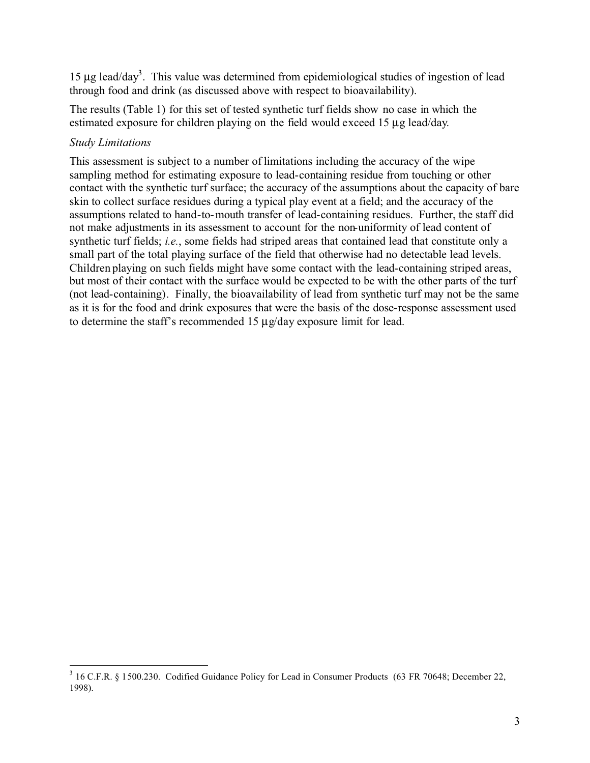15 µg lead/day[3]. This value was determined from epidemiological studies of ingestion of lead through food and drink (as discussed above with respect to bioavailability).

The results (Table 1) for this set of tested synthetic turf fields show no case in which the estimated exposure for children playing on the field would exceed 15 µg lead/day.

*Study Limitations*

This assessment is subject to a number of limitations including the accuracy of the wipe sampling method for estimating exposure to lead-containing residue from touching or other contact with the synthetic turf surface; the accuracy of the assumptions about the capacity of bare skin to collect surface residues during a typical play event at a field; and the accuracy of the assumptions related to hand-to-mouth transfer of lead-containing residues. Further, the staff did not make adjustments in its assessment to account for the non-uniformity of lead content of synthetic turf fields; *i.e.*, some fields had striped areas that contained lead that constitute only a small part of the total playing surface of the field that otherwise had no detectable lead levels. Children playing on such fields might have some contact with the lead-containing striped areas, but most of their contact with the surface would be expected to be with the other parts of the turf (not lead-containing). Finally, the bioavailability of lead from synthetic turf may not be the same as it is for the food and drink exposures that were the basis of the dose-response assessment used to determine the staff's recommended 15 µg/day exposure limit for lead.

---

[3] 16 C.F.R. § 1500.230. Codified Guidance Policy for Lead in Consumer Products (63 FR 70648; December 22, 1998).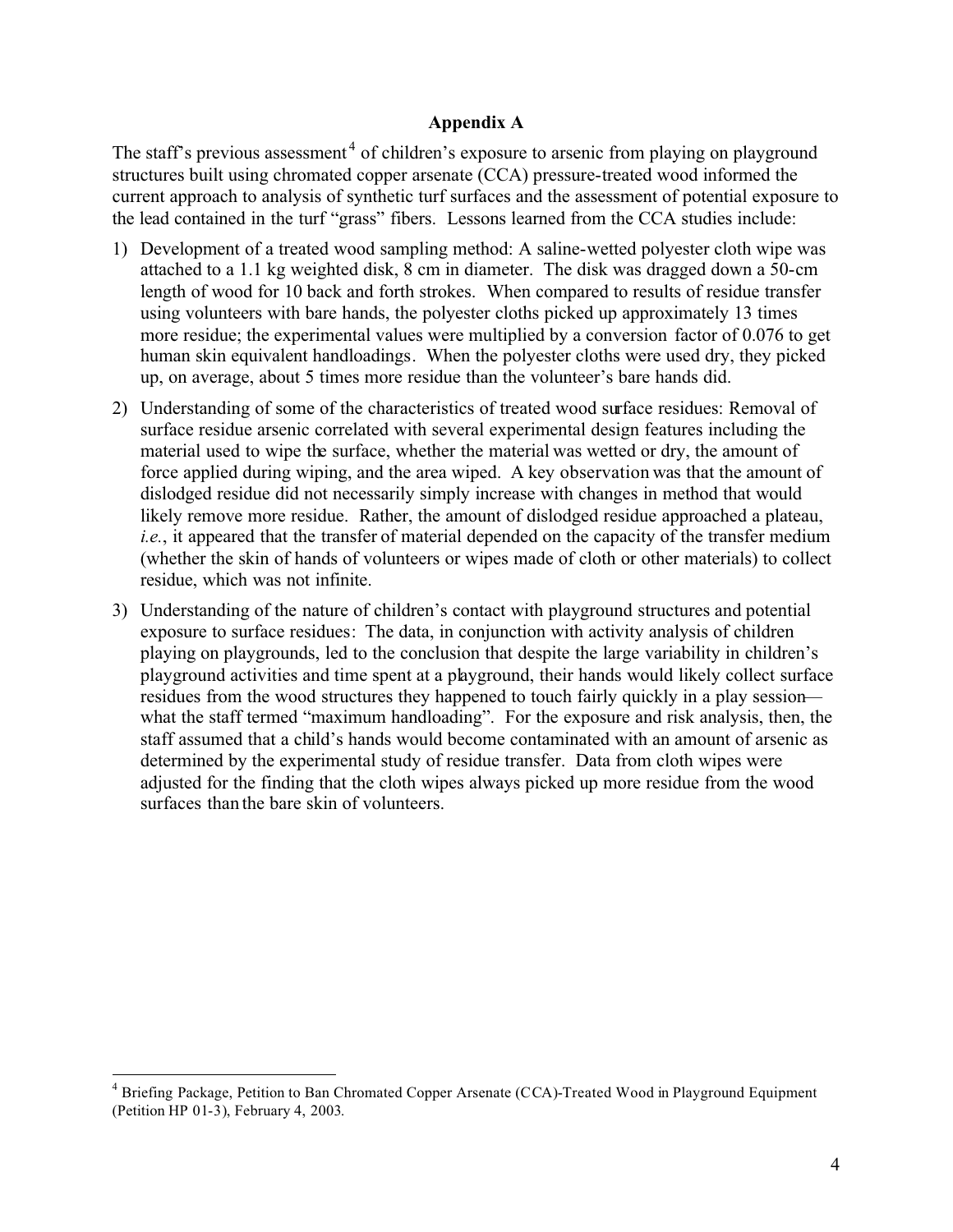## Appendix A

The staff's previous assessment[4] of children's exposure to arsenic from playing on playground structures built using chromated copper arsenate (CCA) pressure-treated wood informed the current approach to analysis of synthetic turf surfaces and the assessment of potential exposure to the lead contained in the turf "grass" fibers. Lessons learned from the CCA studies include:

1) Development of a treated wood sampling method: A saline-wetted polyester cloth wipe was attached to a 1.1 kg weighted disk, 8 cm in diameter. The disk was dragged down a 50-cm length of wood for 10 back and forth strokes. When compared to results of residue transfer using volunteers with bare hands, the polyester cloths picked up approximately 13 times more residue; the experimental values were multiplied by a conversion factor of 0.076 to get human skin equivalent handloadings. When the polyester cloths were used dry, they picked up, on average, about 5 times more residue than the volunteer's bare hands did.

2) Understanding of some of the characteristics of treated wood surface residues: Removal of surface residue arsenic correlated with several experimental design features including the material used to wipe the surface, whether the material was wetted or dry, the amount of force applied during wiping, and the area wiped. A key observation was that the amount of dislodged residue did not necessarily simply increase with changes in method that would likely remove more residue. Rather, the amount of dislodged residue approached a plateau, *i.e.*, it appeared that the transfer of material depended on the capacity of the transfer medium (whether the skin of hands of volunteers or wipes made of cloth or other materials) to collect residue, which was not infinite.

3) Understanding of the nature of children's contact with playground structures and potential exposure to surface residues: The data, in conjunction with activity analysis of children playing on playgrounds, led to the conclusion that despite the large variability in children's playground activities and time spent at a playground, their hands would likely collect surface residues from the wood structures they happened to touch fairly quickly in a play session—what the staff termed "maximum handloading". For the exposure and risk analysis, then, the staff assumed that a child's hands would become contaminated with an amount of arsenic as determined by the experimental study of residue transfer. Data from cloth wipes were adjusted for the finding that the cloth wipes always picked up more residue from the wood surfaces than the bare skin of volunteers.

---

[4] Briefing Package, Petition to Ban Chromated Copper Arsenate (CCA)-Treated Wood in Playground Equipment (Petition HP 01-3), February 4, 2003.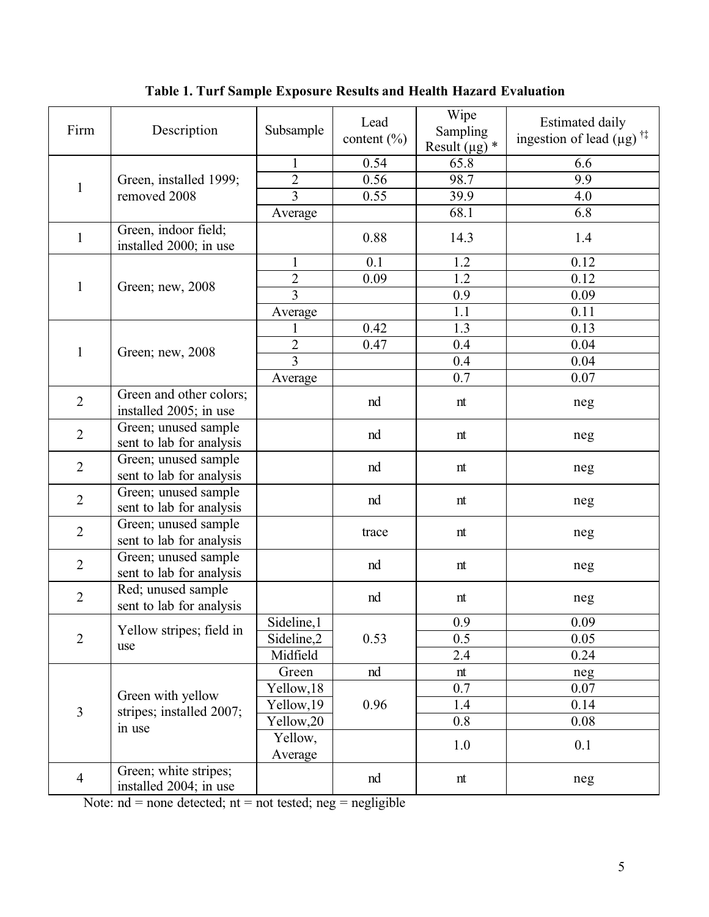**Table 1. Turf Sample Exposure Results and Health Hazard Evaluation**

| Firm | Description | Subsample | Lead content (%) | Wipe Sampling Result (µg) * | Estimated daily ingestion of lead (µg) †‡ |
|---|---|---|---|---|---|
| 1 | Green, installed 1999; removed 2008 | 1 | 0.54 | 65.8 | 6.6 |
| | | 2 | 0.56 | 98.7 | 9.9 |
| | | 3 | 0.55 | 39.9 | 4.0 |
| | | Average | | 68.1 | 6.8 |
| 1 | Green, indoor field; installed 2000; in use | | 0.88 | 14.3 | 1.4 |
| 1 | Green; new, 2008 | 1 | 0.1 | 1.2 | 0.12 |
| | | 2 | 0.09 | 1.2 | 0.12 |
| | | 3 | | 0.9 | 0.09 |
| | | Average | | 1.1 | 0.11 |
| 1 | Green; new, 2008 | 1 | 0.42 | 1.3 | 0.13 |
| | | 2 | 0.47 | 0.4 | 0.04 |
| | | 3 | | 0.4 | 0.04 |
| | | Average | | 0.7 | 0.07 |
| 2 | Green and other colors; installed 2005; in use | | nd | nt | neg |
| 2 | Green; unused sample sent to lab for analysis | | nd | nt | neg |
| 2 | Green; unused sample sent to lab for analysis | | nd | nt | neg |
| 2 | Green; unused sample sent to lab for analysis | | nd | nt | neg |
| 2 | Green; unused sample sent to lab for analysis | | trace | nt | neg |
| 2 | Green; unused sample sent to lab for analysis | | nd | nt | neg |
| 2 | Red; unused sample sent to lab for analysis | | nd | nt | neg |
| 2 | Yellow stripes; field in use | Sideline,1 | 0.53 | 0.9 | 0.09 |
| | | Sideline,2 | | 0.5 | 0.05 |
| | | Midfield | | 2.4 | 0.24 |
| 3 | Green with yellow stripes; installed 2007; in use | Green | nd | nt | neg |
| | | Yellow,18 | 0.96 | 0.7 | 0.07 |
| | | Yellow,19 | | 1.4 | 0.14 |
| | | Yellow,20 | | 0.8 | 0.08 |
| | | Yellow, Average | | 1.0 | 0.1 |
| 4 | Green; white stripes; installed 2004; in use | | nd | nt | neg |

Note: nd = none detected; nt = not tested; neg = negligible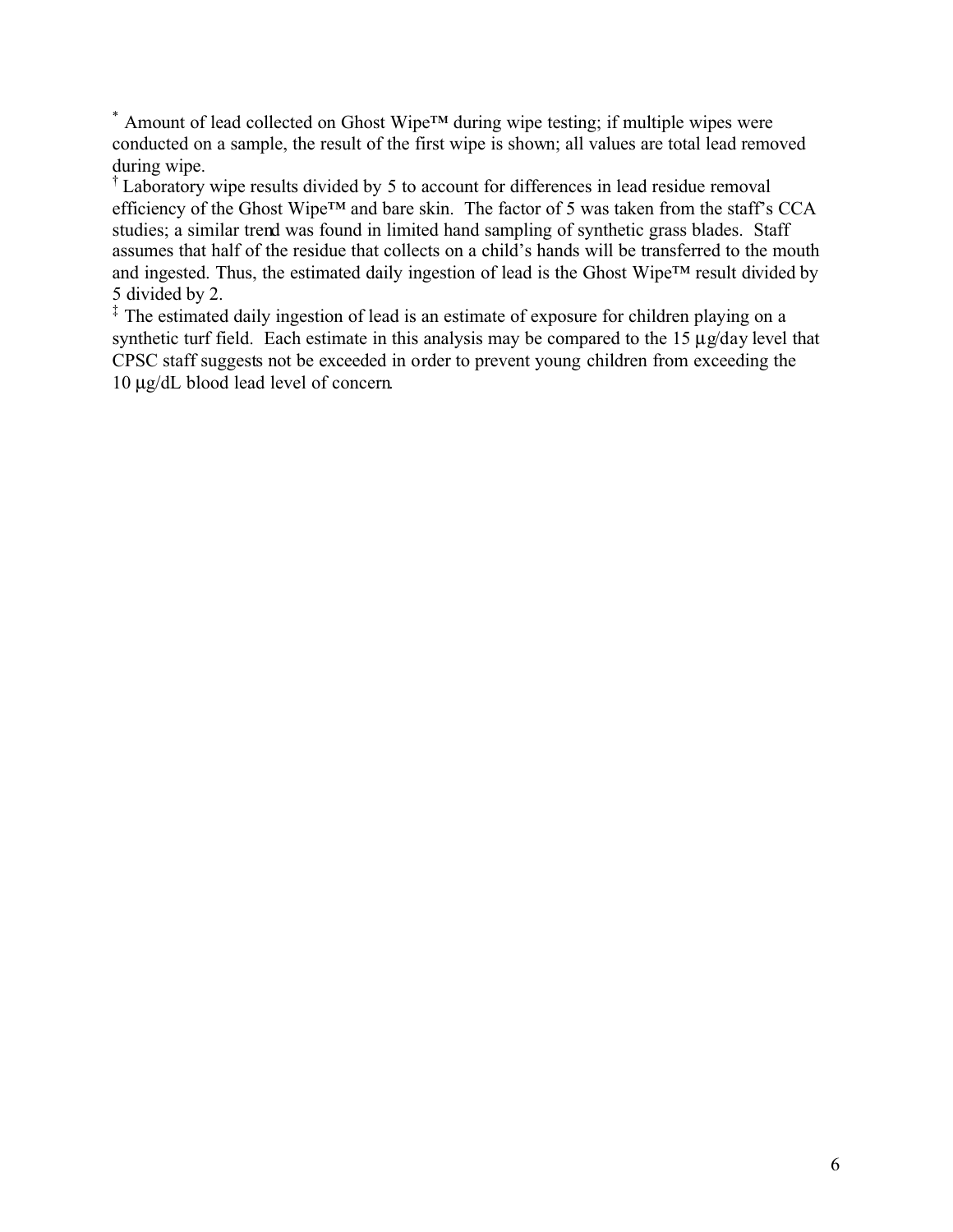* Amount of lead collected on Ghost Wipe™ during wipe testing; if multiple wipes were conducted on a sample, the result of the first wipe is shown; all values are total lead removed during wipe.

† Laboratory wipe results divided by 5 to account for differences in lead residue removal efficiency of the Ghost Wipe™ and bare skin. The factor of 5 was taken from the staff's CCA studies; a similar trend was found in limited hand sampling of synthetic grass blades. Staff assumes that half of the residue that collects on a child's hands will be transferred to the mouth and ingested. Thus, the estimated daily ingestion of lead is the Ghost Wipe™ result divided by 5 divided by 2.

‡ The estimated daily ingestion of lead is an estimate of exposure for children playing on a synthetic turf field. Each estimate in this analysis may be compared to the 15 µg/day level that CPSC staff suggests not be exceeded in order to prevent young children from exceeding the 10 µg/dL blood lead level of concern.